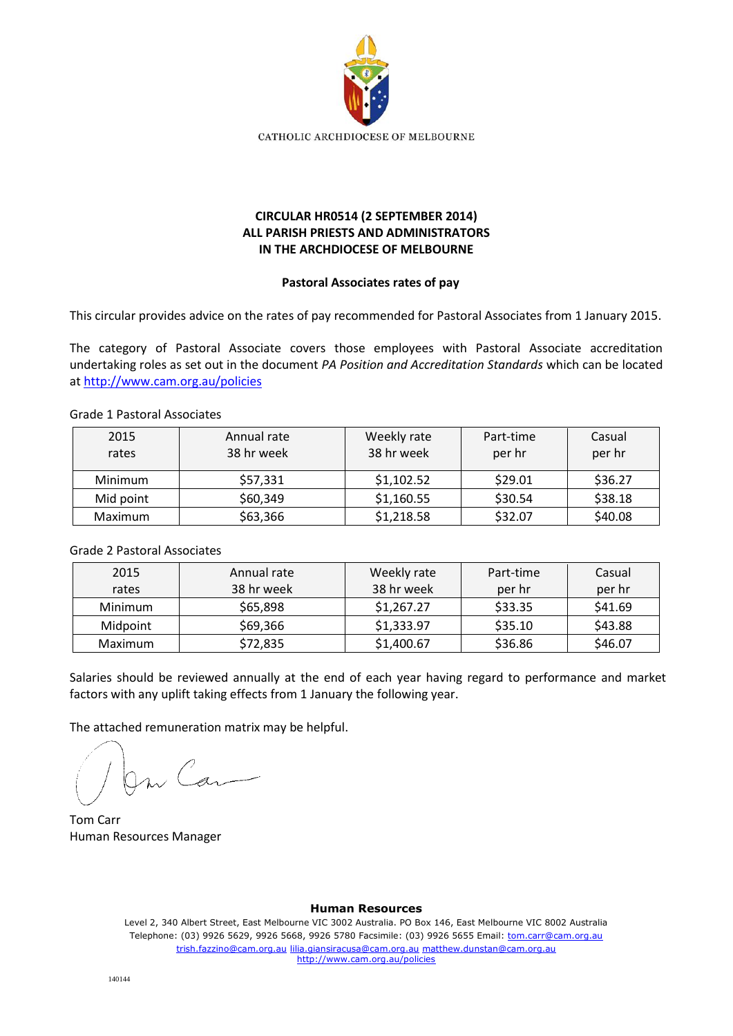CATHOLIC ARCHDIOCESE OF MELBOURNE

**CIRCULAR HR0514 (2 SEPTEMBER 2014)**
**ALL PARISH PRIESTS AND ADMINISTRATORS**
**IN THE ARCHDIOCESE OF MELBOURNE**

**Pastoral Associates rates of pay**

This circular provides advice on the rates of pay recommended for Pastoral Associates from 1 January 2015.

The category of Pastoral Associate covers those employees with Pastoral Associate accreditation undertaking roles as set out in the document *PA Position and Accreditation Standards* which can be located at http://www.cam.org.au/policies

Grade 1 Pastoral Associates

| 2015 rates | Annual rate 38 hr week | Weekly rate 38 hr week | Part-time per hr | Casual per hr |
|---|---|---|---|---|
| Minimum | $57,331 | $1,102.52 | $29.01 | $36.27 |
| Mid point | $60,349 | $1,160.55 | $30.54 | $38.18 |
| Maximum | $63,366 | $1,218.58 | $32.07 | $40.08 |

Grade 2 Pastoral Associates

| 2015 rates | Annual rate 38 hr week | Weekly rate 38 hr week | Part-time per hr | Casual per hr |
|---|---|---|---|---|
| Minimum | $65,898 | $1,267.27 | $33.35 | $41.69 |
| Midpoint | $69,366 | $1,333.97 | $35.10 | $43.88 |
| Maximum | $72,835 | $1,400.67 | $36.86 | $46.07 |

Salaries should be reviewed annually at the end of each year having regard to performance and market factors with any uplift taking effects from 1 January the following year.

The attached remuneration matrix may be helpful.

Tom Carr
Human Resources Manager

**Human Resources**
Level 2, 340 Albert Street, East Melbourne VIC 3002 Australia. PO Box 146, East Melbourne VIC 8002 Australia
Telephone: (03) 9926 5629, 9926 5668, 9926 5780 Facsimile: (03) 9926 5655 Email: tom.carr@cam.org.au
trish.fazzino@cam.org.au lilia.giansiracusa@cam.org.au matthew.dunstan@cam.org.au
http://www.cam.org.au/policies

140144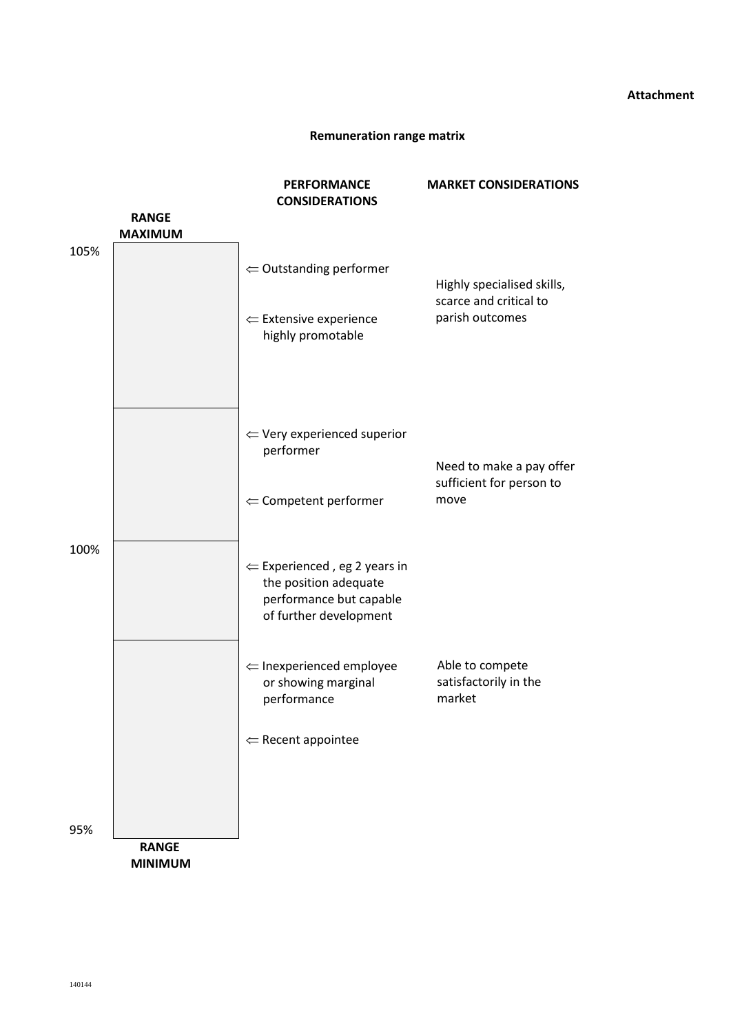**Attachment**

## Remuneration range matrix

PERFORMANCE CONSIDERATIONS

MARKET CONSIDERATIONS

RANGE MAXIMUM

105%

⇐ Outstanding performer

⇐ Extensive experience highly promotable

Highly specialised skills, scarce and critical to parish outcomes

⇐ Very experienced superior performer

⇐ Competent performer

Need to make a pay offer sufficient for person to move

100%

⇐ Experienced , eg 2 years in the position adequate performance but capable of further development

⇐ Inexperienced employee or showing marginal performance

⇐ Recent appointee

Able to compete satisfactorily in the market

95%

RANGE MINIMUM

140144